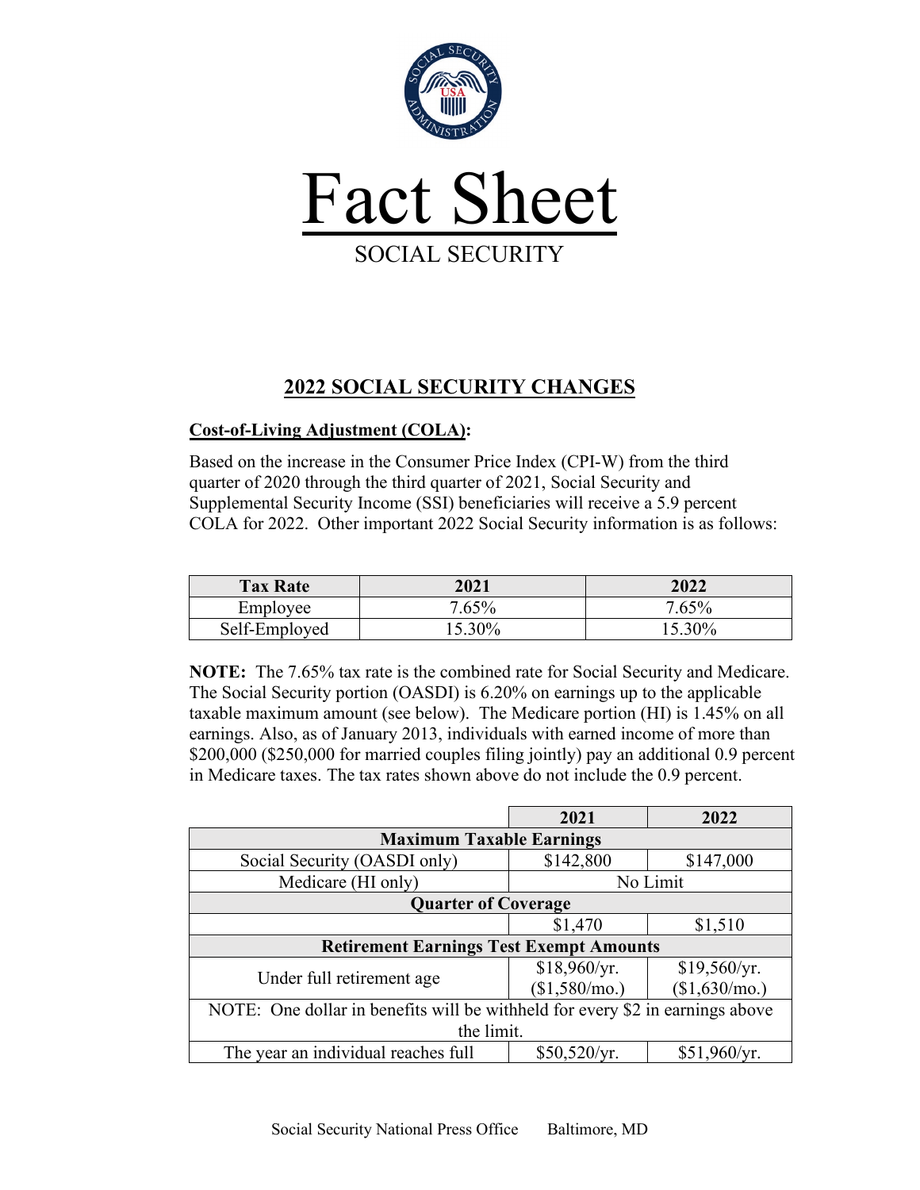# Fact Sheet

SOCIAL SECURITY

## 2022 SOCIAL SECURITY CHANGES

**Cost-of-Living Adjustment (COLA):**

Based on the increase in the Consumer Price Index (CPI-W) from the third quarter of 2020 through the third quarter of 2021, Social Security and Supplemental Security Income (SSI) beneficiaries will receive a 5.9 percent COLA for 2022. Other important 2022 Social Security information is as follows:

| Tax Rate | 2021 | 2022 |
|---|---|---|
| Employee | 7.65% | 7.65% |
| Self-Employed | 15.30% | 15.30% |

**NOTE:** The 7.65% tax rate is the combined rate for Social Security and Medicare. The Social Security portion (OASDI) is 6.20% on earnings up to the applicable taxable maximum amount (see below). The Medicare portion (HI) is 1.45% on all earnings. Also, as of January 2013, individuals with earned income of more than $200,000 ($250,000 for married couples filing jointly) pay an additional 0.9 percent in Medicare taxes. The tax rates shown above do not include the 0.9 percent.

| | 2021 | 2022 |
|---|---|---|
| **Maximum Taxable Earnings** | | |
| Social Security (OASDI only) | $142,800 | $147,000 |
| Medicare (HI only) | No Limit | |
| **Quarter of Coverage** | | |
| | $1,470 | $1,510 |
| **Retirement Earnings Test Exempt Amounts** | | |
| Under full retirement age | $18,960/yr. ($1,580/mo.) | $19,560/yr. ($1,630/mo.) |
| NOTE: One dollar in benefits will be withheld for every $2 in earnings above the limit. | | |
| The year an individual reaches full | $50,520/yr. | $51,960/yr. |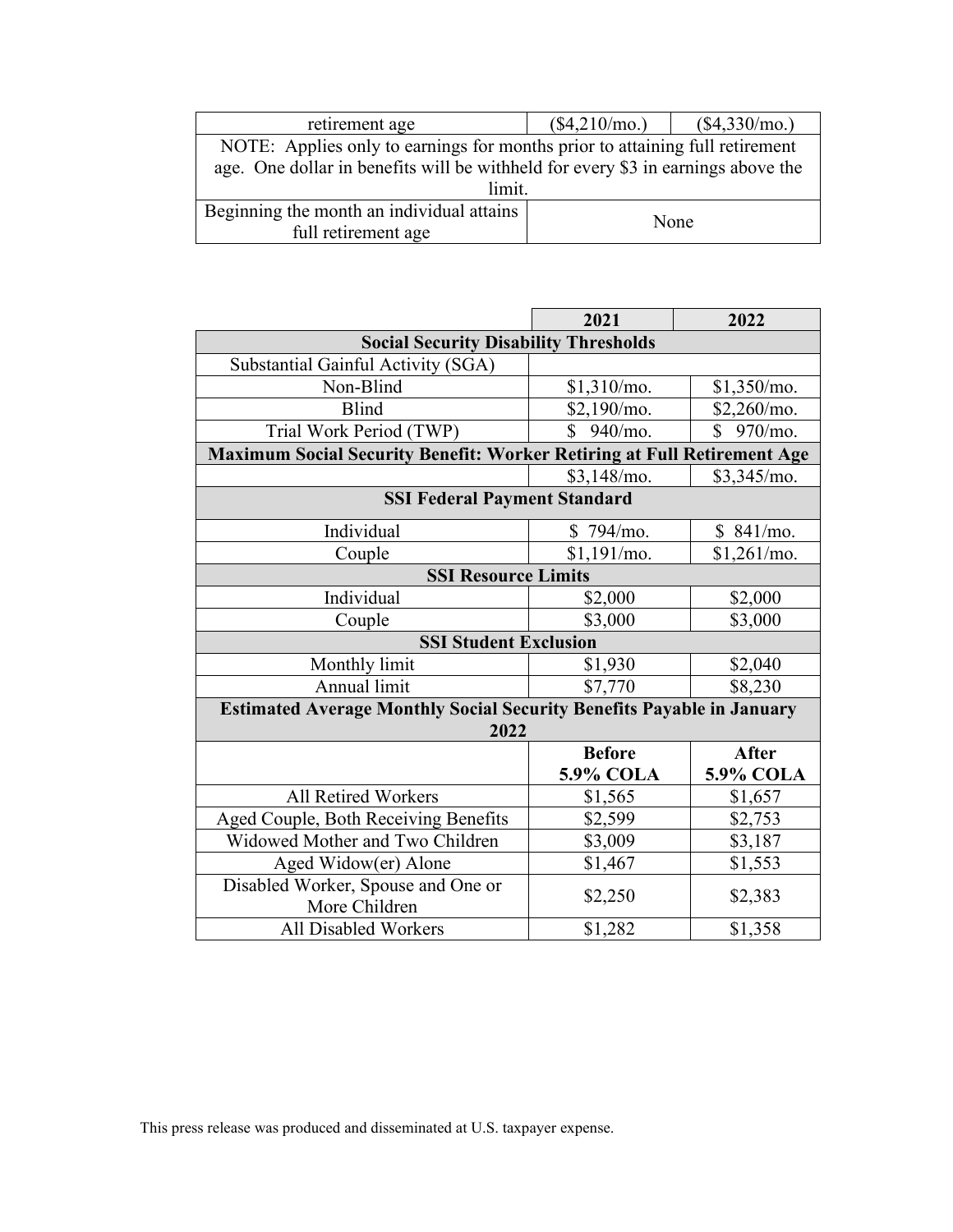| | | |
|---|---|---|
| retirement age | ($4,210/mo.) | ($4,330/mo.) |
| NOTE: Applies only to earnings for months prior to attaining full retirement age. One dollar in benefits will be withheld for every $3 in earnings above the limit. | | |
| Beginning the month an individual attains full retirement age | None | |

| | 2021 | 2022 |
|---|---|---|
| **Social Security Disability Thresholds** | | |
| Substantial Gainful Activity (SGA) | | |
| Non-Blind | $1,310/mo. | $1,350/mo. |
| Blind | $2,190/mo. | $2,260/mo. |
| Trial Work Period (TWP) | $ 940/mo. | $ 970/mo. |
| **Maximum Social Security Benefit: Worker Retiring at Full Retirement Age** | | |
| | $3,148/mo. | $3,345/mo. |
| **SSI Federal Payment Standard** | | |
| Individual | $ 794/mo. | $ 841/mo. |
| Couple | $1,191/mo. | $1,261/mo. |
| **SSI Resource Limits** | | |
| Individual | $2,000 | $2,000 |
| Couple | $3,000 | $3,000 |
| **SSI Student Exclusion** | | |
| Monthly limit | $1,930 | $2,040 |
| Annual limit | $7,770 | $8,230 |
| **Estimated Average Monthly Social Security Benefits Payable in January 2022** | | |
| | **Before 5.9% COLA** | **After 5.9% COLA** |
| All Retired Workers | $1,565 | $1,657 |
| Aged Couple, Both Receiving Benefits | $2,599 | $2,753 |
| Widowed Mother and Two Children | $3,009 | $3,187 |
| Aged Widow(er) Alone | $1,467 | $1,553 |
| Disabled Worker, Spouse and One or More Children | $2,250 | $2,383 |
| All Disabled Workers | $1,282 | $1,358 |

This press release was produced and disseminated at U.S. taxpayer expense.